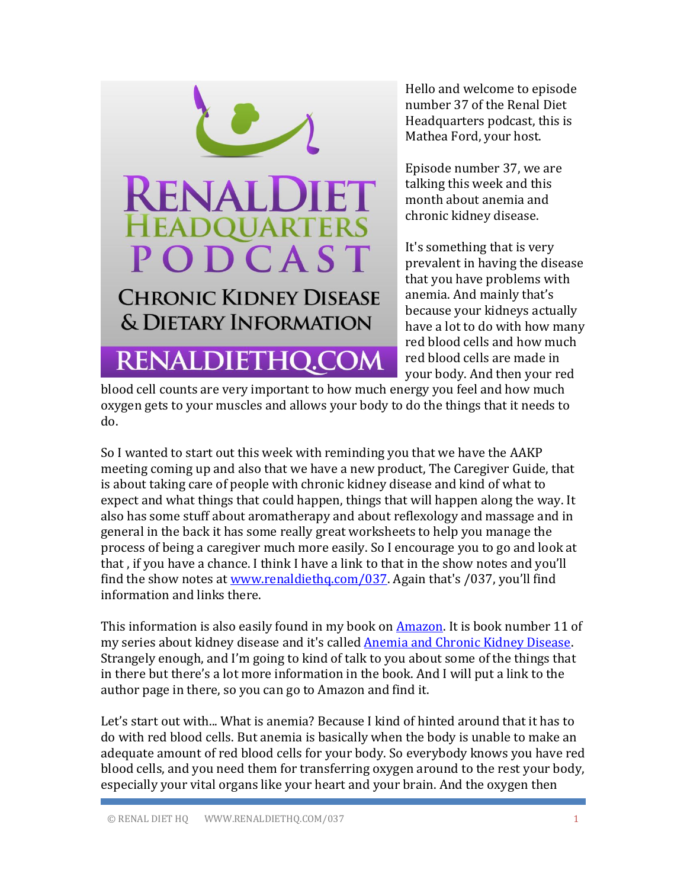Hello and welcome to episode number 37 of the Renal Diet Headquarters podcast, this is Mathea Ford, your host.

Episode number 37, we are talking this week and this month about anemia and chronic kidney disease.

It's something that is very prevalent in having the disease that you have problems with anemia. And mainly that's because your kidneys actually have a lot to do with how many red blood cells and how much red blood cells are made in your body. And then your red blood cell counts are very important to how much energy you feel and how much oxygen gets to your muscles and allows your body to do the things that it needs to do.

So I wanted to start out this week with reminding you that we have the AAKP meeting coming up and also that we have a new product, The Caregiver Guide, that is about taking care of people with chronic kidney disease and kind of what to expect and what things that could happen, things that will happen along the way. It also has some stuff about aromatherapy and about reflexology and massage and in general in the back it has some really great worksheets to help you manage the process of being a caregiver much more easily. So I encourage you to go and look at that , if you have a chance. I think I have a link to that in the show notes and you'll find the show notes at [www.renaldiethq.com/037](www.renaldiethq.com/037). Again that's /037, you'll find information and links there.

This information is also easily found in my book on [Amazon](). It is book number 11 of my series about kidney disease and it's called [Anemia and Chronic Kidney Disease](). Strangely enough, and I'm going to kind of talk to you about some of the things that in there but there's a lot more information in the book. And I will put a link to the author page in there, so you can go to Amazon and find it.

Let's start out with... What is anemia? Because I kind of hinted around that it has to do with red blood cells. But anemia is basically when the body is unable to make an adequate amount of red blood cells for your body. So everybody knows you have red blood cells, and you need them for transferring oxygen around to the rest your body, especially your vital organs like your heart and your brain. And the oxygen then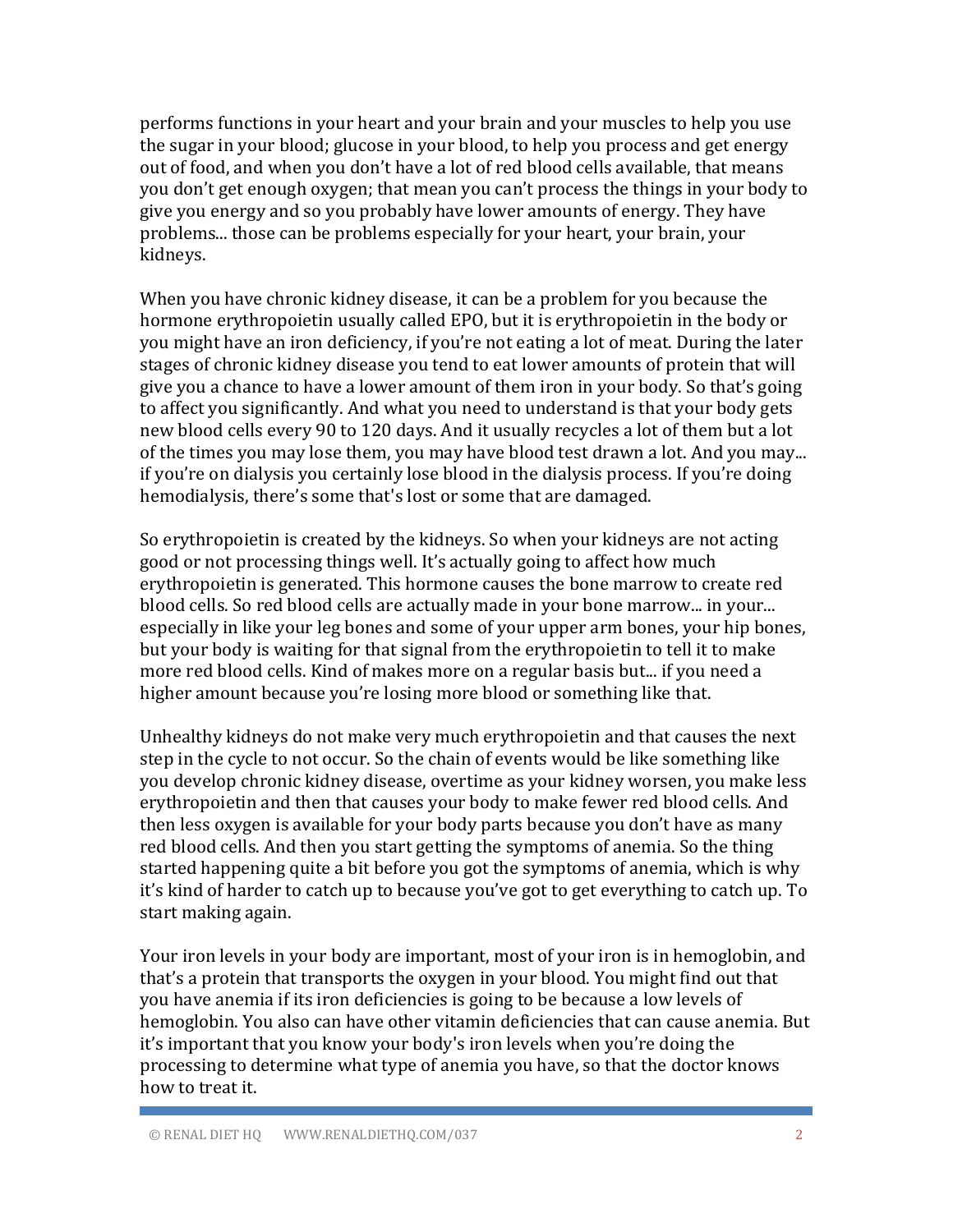performs functions in your heart and your brain and your muscles to help you use the sugar in your blood; glucose in your blood, to help you process and get energy out of food, and when you don't have a lot of red blood cells available, that means you don't get enough oxygen; that mean you can't process the things in your body to give you energy and so you probably have lower amounts of energy. They have problems... those can be problems especially for your heart, your brain, your kidneys.

When you have chronic kidney disease, it can be a problem for you because the hormone erythropoietin usually called EPO, but it is erythropoietin in the body or you might have an iron deficiency, if you're not eating a lot of meat. During the later stages of chronic kidney disease you tend to eat lower amounts of protein that will give you a chance to have a lower amount of them iron in your body. So that's going to affect you significantly. And what you need to understand is that your body gets new blood cells every 90 to 120 days. And it usually recycles a lot of them but a lot of the times you may lose them, you may have blood test drawn a lot. And you may... if you're on dialysis you certainly lose blood in the dialysis process. If you're doing hemodialysis, there's some that's lost or some that are damaged.

So erythropoietin is created by the kidneys. So when your kidneys are not acting good or not processing things well. It's actually going to affect how much erythropoietin is generated. This hormone causes the bone marrow to create red blood cells. So red blood cells are actually made in your bone marrow... in your... especially in like your leg bones and some of your upper arm bones, your hip bones, but your body is waiting for that signal from the erythropoietin to tell it to make more red blood cells. Kind of makes more on a regular basis but... if you need a higher amount because you're losing more blood or something like that.

Unhealthy kidneys do not make very much erythropoietin and that causes the next step in the cycle to not occur. So the chain of events would be like something like you develop chronic kidney disease, overtime as your kidney worsen, you make less erythropoietin and then that causes your body to make fewer red blood cells. And then less oxygen is available for your body parts because you don't have as many red blood cells. And then you start getting the symptoms of anemia. So the thing started happening quite a bit before you got the symptoms of anemia, which is why it's kind of harder to catch up to because you've got to get everything to catch up. To start making again.

Your iron levels in your body are important, most of your iron is in hemoglobin, and that's a protein that transports the oxygen in your blood. You might find out that you have anemia if its iron deficiencies is going to be because a low levels of hemoglobin. You also can have other vitamin deficiencies that can cause anemia. But it's important that you know your body's iron levels when you're doing the processing to determine what type of anemia you have, so that the doctor knows how to treat it.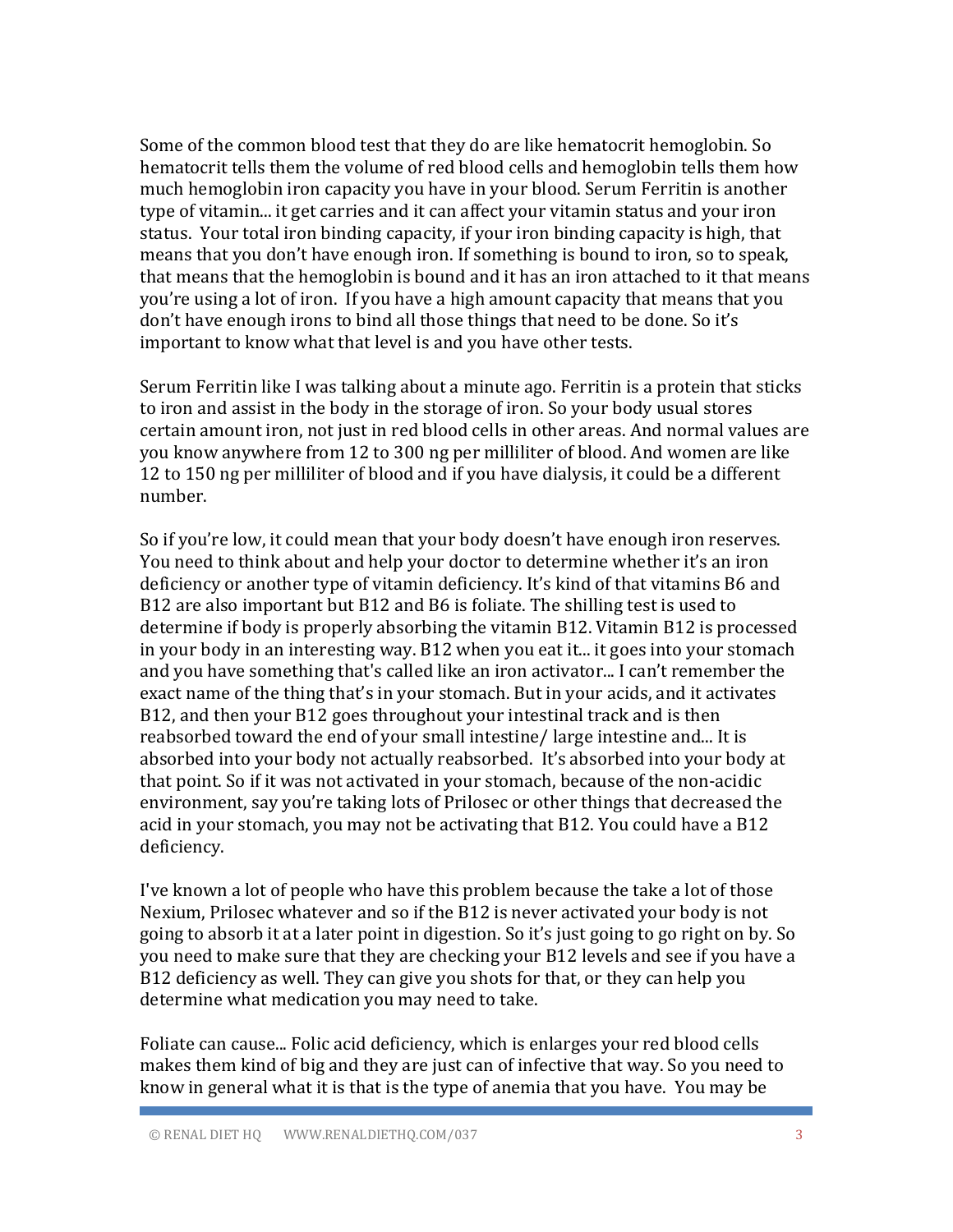Some of the common blood test that they do are like hematocrit hemoglobin. So hematocrit tells them the volume of red blood cells and hemoglobin tells them how much hemoglobin iron capacity you have in your blood. Serum Ferritin is another type of vitamin... it get carries and it can affect your vitamin status and your iron status. Your total iron binding capacity, if your iron binding capacity is high, that means that you don't have enough iron. If something is bound to iron, so to speak, that means that the hemoglobin is bound and it has an iron attached to it that means you're using a lot of iron. If you have a high amount capacity that means that you don't have enough irons to bind all those things that need to be done. So it's important to know what that level is and you have other tests.

Serum Ferritin like I was talking about a minute ago. Ferritin is a protein that sticks to iron and assist in the body in the storage of iron. So your body usual stores certain amount iron, not just in red blood cells in other areas. And normal values are you know anywhere from 12 to 300 ng per milliliter of blood. And women are like 12 to 150 ng per milliliter of blood and if you have dialysis, it could be a different number.

So if you're low, it could mean that your body doesn't have enough iron reserves. You need to think about and help your doctor to determine whether it's an iron deficiency or another type of vitamin deficiency. It's kind of that vitamins B6 and B12 are also important but B12 and B6 is foliate. The shilling test is used to determine if body is properly absorbing the vitamin B12. Vitamin B12 is processed in your body in an interesting way. B12 when you eat it... it goes into your stomach and you have something that's called like an iron activator... I can't remember the exact name of the thing that's in your stomach. But in your acids, and it activates B12, and then your B12 goes throughout your intestinal track and is then reabsorbed toward the end of your small intestine/ large intestine and... It is absorbed into your body not actually reabsorbed. It's absorbed into your body at that point. So if it was not activated in your stomach, because of the non-acidic environment, say you're taking lots of Prilosec or other things that decreased the acid in your stomach, you may not be activating that B12. You could have a B12 deficiency.

I've known a lot of people who have this problem because the take a lot of those Nexium, Prilosec whatever and so if the B12 is never activated your body is not going to absorb it at a later point in digestion. So it's just going to go right on by. So you need to make sure that they are checking your B12 levels and see if you have a B12 deficiency as well. They can give you shots for that, or they can help you determine what medication you may need to take.

Foliate can cause... Folic acid deficiency, which is enlarges your red blood cells makes them kind of big and they are just can of infective that way. So you need to know in general what it is that is the type of anemia that you have. You may be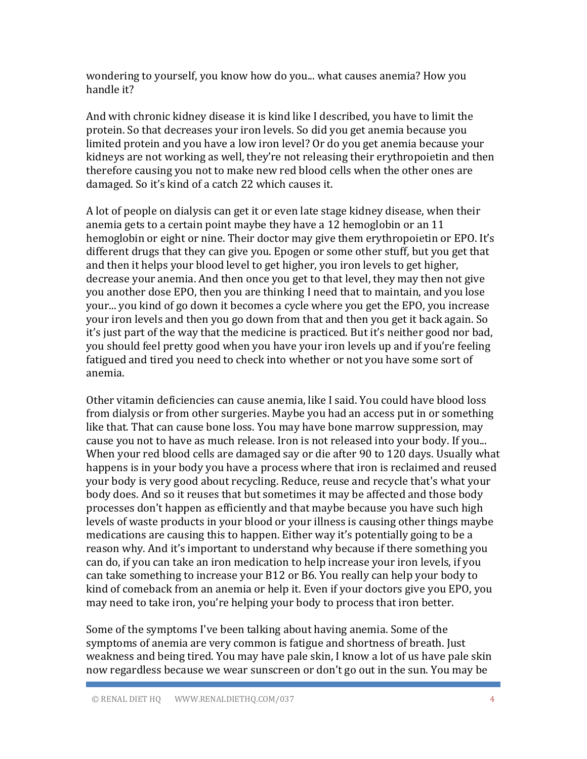wondering to yourself, you know how do you... what causes anemia? How you handle it?

And with chronic kidney disease it is kind like I described, you have to limit the protein. So that decreases your iron levels. So did you get anemia because you limited protein and you have a low iron level? Or do you get anemia because your kidneys are not working as well, they're not releasing their erythropoietin and then therefore causing you not to make new red blood cells when the other ones are damaged. So it's kind of a catch 22 which causes it.

A lot of people on dialysis can get it or even late stage kidney disease, when their anemia gets to a certain point maybe they have a 12 hemoglobin or an 11 hemoglobin or eight or nine. Their doctor may give them erythropoietin or EPO. It's different drugs that they can give you. Epogen or some other stuff, but you get that and then it helps your blood level to get higher, you iron levels to get higher, decrease your anemia. And then once you get to that level, they may then not give you another dose EPO, then you are thinking I need that to maintain, and you lose your... you kind of go down it becomes a cycle where you get the EPO, you increase your iron levels and then you go down from that and then you get it back again. So it's just part of the way that the medicine is practiced. But it's neither good nor bad, you should feel pretty good when you have your iron levels up and if you're feeling fatigued and tired you need to check into whether or not you have some sort of anemia.

Other vitamin deficiencies can cause anemia, like I said. You could have blood loss from dialysis or from other surgeries. Maybe you had an access put in or something like that. That can cause bone loss. You may have bone marrow suppression, may cause you not to have as much release. Iron is not released into your body. If you... When your red blood cells are damaged say or die after 90 to 120 days. Usually what happens is in your body you have a process where that iron is reclaimed and reused your body is very good about recycling. Reduce, reuse and recycle that's what your body does. And so it reuses that but sometimes it may be affected and those body processes don't happen as efficiently and that maybe because you have such high levels of waste products in your blood or your illness is causing other things maybe medications are causing this to happen. Either way it's potentially going to be a reason why. And it's important to understand why because if there something you can do, if you can take an iron medication to help increase your iron levels, if you can take something to increase your B12 or B6. You really can help your body to kind of comeback from an anemia or help it. Even if your doctors give you EPO, you may need to take iron, you're helping your body to process that iron better.

Some of the symptoms I've been talking about having anemia. Some of the symptoms of anemia are very common is fatigue and shortness of breath. Just weakness and being tired. You may have pale skin, I know a lot of us have pale skin now regardless because we wear sunscreen or don't go out in the sun. You may be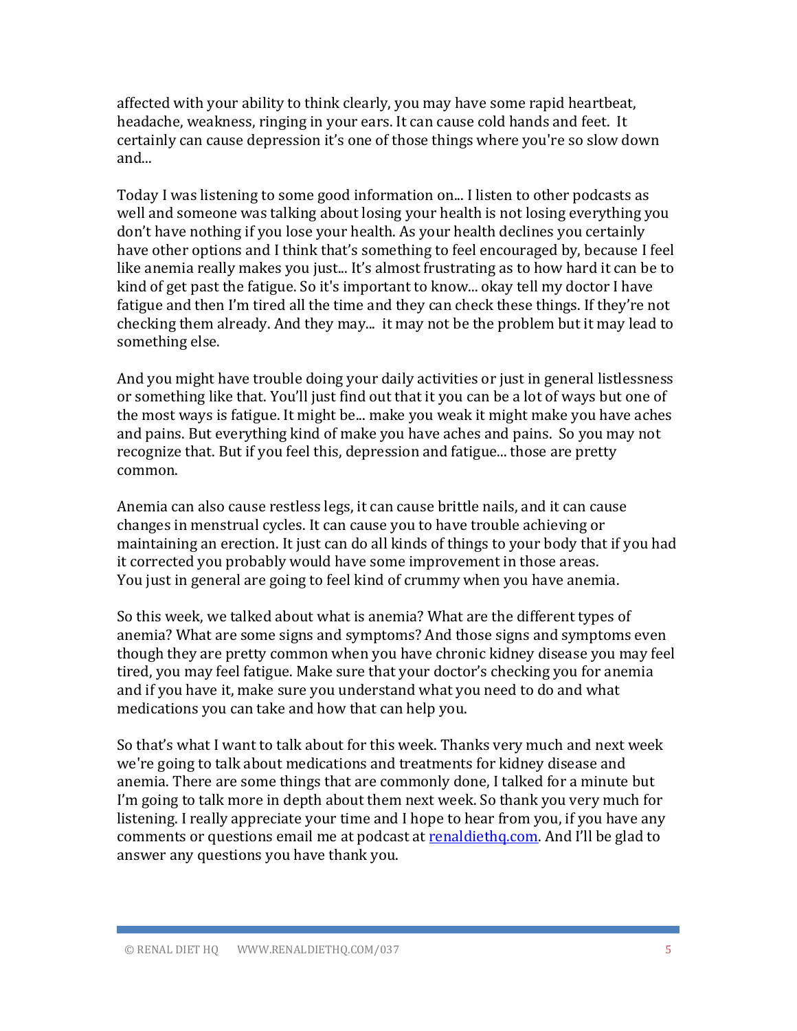affected with your ability to think clearly, you may have some rapid heartbeat, headache, weakness, ringing in your ears. It can cause cold hands and feet. It certainly can cause depression it's one of those things where you're so slow down and...

Today I was listening to some good information on... I listen to other podcasts as well and someone was talking about losing your health is not losing everything you don't have nothing if you lose your health. As your health declines you certainly have other options and I think that's something to feel encouraged by, because I feel like anemia really makes you just... It's almost frustrating as to how hard it can be to kind of get past the fatigue. So it's important to know... okay tell my doctor I have fatigue and then I'm tired all the time and they can check these things. If they're not checking them already. And they may... it may not be the problem but it may lead to something else.

And you might have trouble doing your daily activities or just in general listlessness or something like that. You'll just find out that it you can be a lot of ways but one of the most ways is fatigue. It might be... make you weak it might make you have aches and pains. But everything kind of make you have aches and pains. So you may not recognize that. But if you feel this, depression and fatigue... those are pretty common.

Anemia can also cause restless legs, it can cause brittle nails, and it can cause changes in menstrual cycles. It can cause you to have trouble achieving or maintaining an erection. It just can do all kinds of things to your body that if you had it corrected you probably would have some improvement in those areas.
You just in general are going to feel kind of crummy when you have anemia.

So this week, we talked about what is anemia? What are the different types of anemia? What are some signs and symptoms? And those signs and symptoms even though they are pretty common when you have chronic kidney disease you may feel tired, you may feel fatigue. Make sure that your doctor's checking you for anemia and if you have it, make sure you understand what you need to do and what medications you can take and how that can help you.

So that's what I want to talk about for this week. Thanks very much and next week we're going to talk about medications and treatments for kidney disease and anemia. There are some things that are commonly done, I talked for a minute but I'm going to talk more in depth about them next week. So thank you very much for listening. I really appreciate your time and I hope to hear from you, if you have any comments or questions email me at podcast at [renaldiethq.com](renaldiethq.com). And I'll be glad to answer any questions you have thank you.